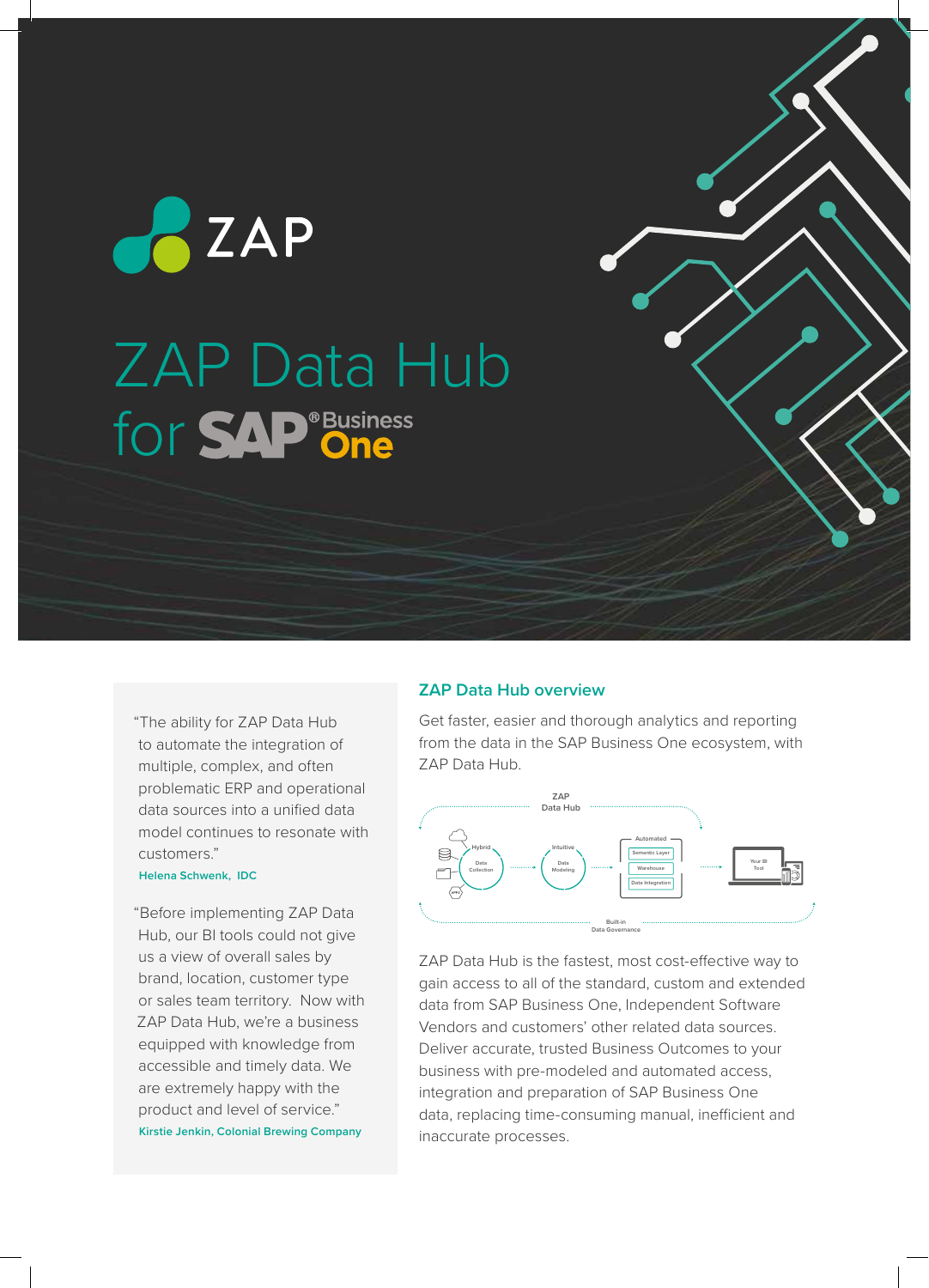ZAP

# ZAP Data Hub for SAP® Business One

"The ability for ZAP Data Hub to automate the integration of multiple, complex, and often problematic ERP and operational data sources into a unified data model continues to resonate with customers."
**Helena Schwenk, IDC**

"Before implementing ZAP Data Hub, our BI tools could not give us a view of overall sales by brand, location, customer type or sales team territory. Now with ZAP Data Hub, we're a business equipped with knowledge from accessible and timely data. We are extremely happy with the product and level of service."
**Kirstie Jenkin, Colonial Brewing Company**

## ZAP Data Hub overview

Get faster, easier and thorough analytics and reporting from the data in the SAP Business One ecosystem, with ZAP Data Hub.

ZAP
Data Hub
Hybrid
Data Collection
Intuitive
Data Modeling
Automated
Semantic Layer
Warehouse
Data Integration
Your BI Tool
Built-in
Data Governance

ZAP Data Hub is the fastest, most cost-effective way to gain access to all of the standard, custom and extended data from SAP Business One, Independent Software Vendors and customers' other related data sources. Deliver accurate, trusted Business Outcomes to your business with pre-modeled and automated access, integration and preparation of SAP Business One data, replacing time-consuming manual, inefficient and inaccurate processes.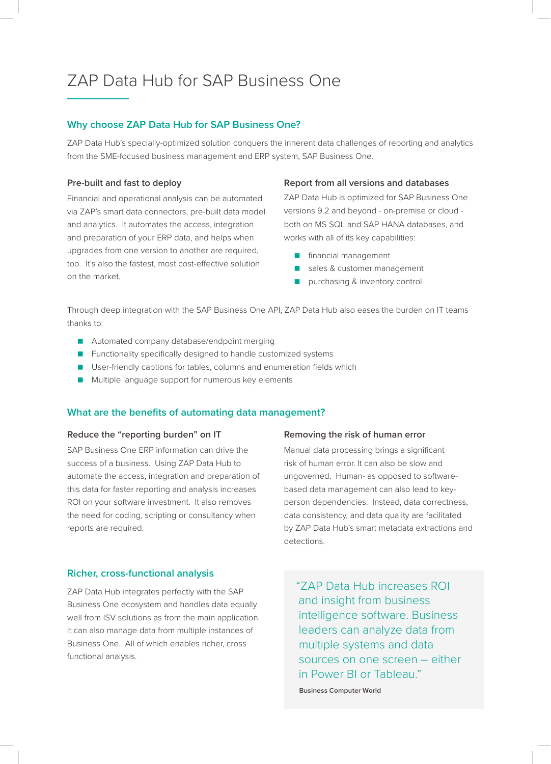# ZAP Data Hub for SAP Business One

## Why choose ZAP Data Hub for SAP Business One?

ZAP Data Hub's specially-optimized solution conquers the inherent data challenges of reporting and analytics from the SME-focused business management and ERP system, SAP Business One.

### Pre-built and fast to deploy

Financial and operational analysis can be automated via ZAP's smart data connectors, pre-built data model and analytics. It automates the access, integration and preparation of your ERP data, and helps when upgrades from one version to another are required, too. It's also the fastest, most cost-effective solution on the market.

### Report from all versions and databases

ZAP Data Hub is optimized for SAP Business One versions 9.2 and beyond - on-premise or cloud - both on MS SQL and SAP HANA databases, and works with all of its key capabilities:

- financial management
- sales & customer management
- purchasing & inventory control

Through deep integration with the SAP Business One API, ZAP Data Hub also eases the burden on IT teams thanks to:

- Automated company database/endpoint merging
- Functionality specifically designed to handle customized systems
- User-friendly captions for tables, columns and enumeration fields which
- Multiple language support for numerous key elements

## What are the benefits of automating data management?

### Reduce the "reporting burden" on IT

SAP Business One ERP information can drive the success of a business. Using ZAP Data Hub to automate the access, integration and preparation of this data for faster reporting and analysis increases ROI on your software investment. It also removes the need for coding, scripting or consultancy when reports are required.

### Removing the risk of human error

Manual data processing brings a significant risk of human error. It can also be slow and ungoverned. Human- as opposed to software-based data management can also lead to key-person dependencies. Instead, data correctness, data consistency, and data quality are facilitated by ZAP Data Hub's smart metadata extractions and detections.

## Richer, cross-functional analysis

ZAP Data Hub integrates perfectly with the SAP Business One ecosystem and handles data equally well from ISV solutions as from the main application. It can also manage data from multiple instances of Business One. All of which enables richer, cross functional analysis.

> "ZAP Data Hub increases ROI and insight from business intelligence software. Business leaders can analyze data from multiple systems and data sources on one screen – either in Power BI or Tableau."
>
> **Business Computer World**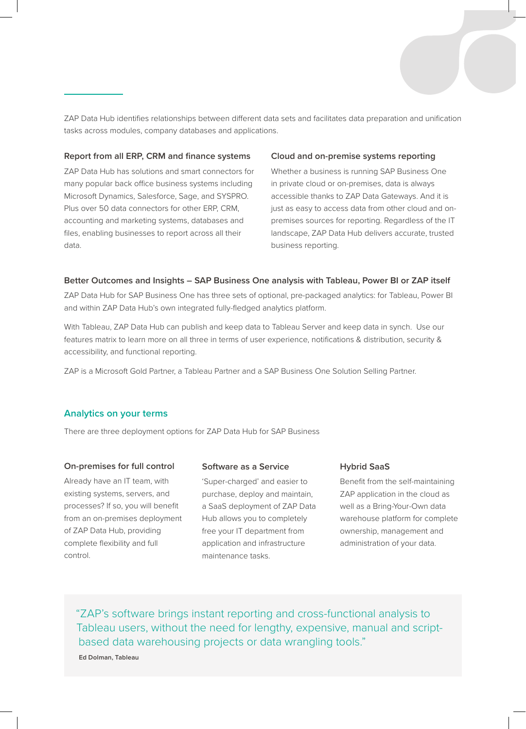ZAP Data Hub identifies relationships between different data sets and facilitates data preparation and unification tasks across modules, company databases and applications.

### Report from all ERP, CRM and finance systems

ZAP Data Hub has solutions and smart connectors for many popular back office business systems including Microsoft Dynamics, Salesforce, Sage, and SYSPRO. Plus over 50 data connectors for other ERP, CRM, accounting and marketing systems, databases and files, enabling businesses to report across all their data.

### Cloud and on-premise systems reporting

Whether a business is running SAP Business One in private cloud or on-premises, data is always accessible thanks to ZAP Data Gateways. And it is just as easy to access data from other cloud and on-premises sources for reporting. Regardless of the IT landscape, ZAP Data Hub delivers accurate, trusted business reporting.

### Better Outcomes and Insights – SAP Business One analysis with Tableau, Power BI or ZAP itself

ZAP Data Hub for SAP Business One has three sets of optional, pre-packaged analytics: for Tableau, Power BI and within ZAP Data Hub's own integrated fully-fledged analytics platform.

With Tableau, ZAP Data Hub can publish and keep data to Tableau Server and keep data in synch. Use our features matrix to learn more on all three in terms of user experience, notifications & distribution, security & accessibility, and functional reporting.

ZAP is a Microsoft Gold Partner, a Tableau Partner and a SAP Business One Solution Selling Partner.

## Analytics on your terms

There are three deployment options for ZAP Data Hub for SAP Business

### On-premises for full control

Already have an IT team, with existing systems, servers, and processes? If so, you will benefit from an on-premises deployment of ZAP Data Hub, providing complete flexibility and full control.

### Software as a Service

'Super-charged' and easier to purchase, deploy and maintain, a SaaS deployment of ZAP Data Hub allows you to completely free your IT department from application and infrastructure maintenance tasks.

### Hybrid SaaS

Benefit from the self-maintaining ZAP application in the cloud as well as a Bring-Your-Own data warehouse platform for complete ownership, management and administration of your data.

> "ZAP's software brings instant reporting and cross-functional analysis to Tableau users, without the need for lengthy, expensive, manual and script-based data warehousing projects or data wrangling tools."
>
> **Ed Dolman, Tableau**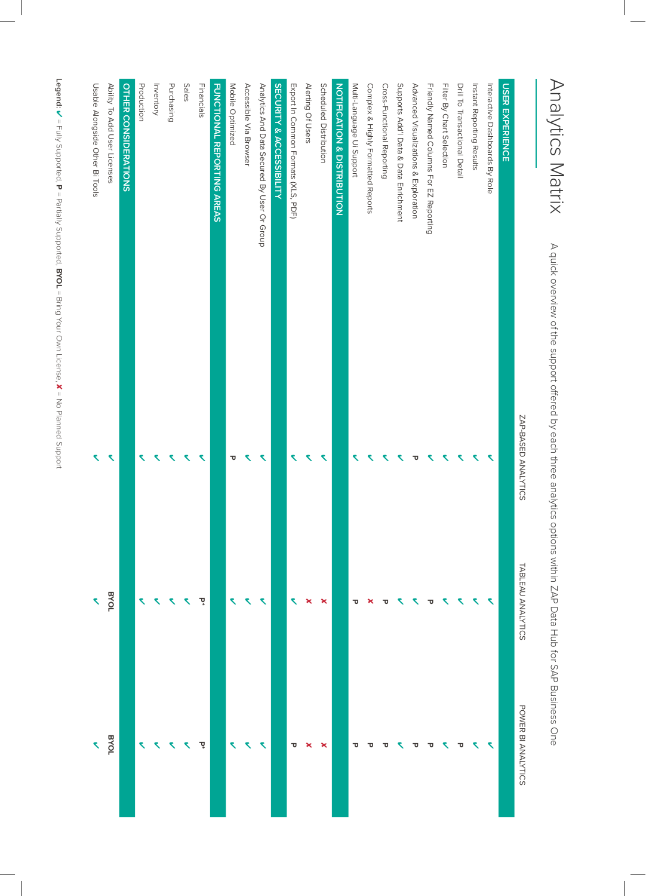# Analytics Matrix

A quick overview of the support offered by each three analytics options within ZAP Data Hub for SAP Business One

| | ZAP-BASED ANALYTICS | TABLEAU ANALYTICS | POWER BI ANALYTICS |
|---|---|---|---|
| **USER EXPERIENCE** | | | |
| Interactive Dashboards By Role | ✓ | ✓ | ✓ |
| Instant Reporting Results | ✓ | ✓ | ✓ |
| Drill To Transactional Detail | ✓ | ✓ | P |
| Filter By Chart Selection | ✓ | ✓ | ✓ |
| Friendly Named Columns For EZ Reporting | ✓ | P | P |
| Advanced Visualizations & Exploration | P | ✓ | P |
| Supports Add'l Data & Data Enrichment | ✓ | ✓ | ✓ |
| Cross-Functional Reporting | ✓ | P | P |
| Complex & Highly Formatted Reports | ✓ | ✗ | P |
| Multi-Language UI Support | ✓ | P | P |
| **NOTIFICATION & DISTRIBUTION** | | | |
| Scheduled Distribution | ✓ | ✗ | ✗ |
| Alerting Of Users | ✓ | ✗ | ✗ |
| Export In Common Formats (XLS, PDF) | ✓ | ✓ | P |
| **SECURITY & ACCESSIBILITY** | | | |
| Analytics And Data Secured By User Or Group | ✓ | ✓ | ✓ |
| Accessible Via Browser | ✓ | ✓ | ✓ |
| Mobile Optimized | P | ✓ | ✓ |
| **FUNCTIONAL REPORTING AREAS** | | | |
| Financials | ✓ | P* | P* |
| Sales | ✓ | ✓ | ✓ |
| Purchasing | ✓ | ✓ | ✓ |
| Inventory | ✓ | ✓ | ✓ |
| Production | ✓ | ✓ | ✓ |
| **OTHER CONSIDERATIONS** | | | |
| Ability To Add User Licenses | ✓ | BYOL | BYOL |
| Usable Alongside Other BI Tools | ✓ | ✓ | ✓ |

**Legend:** ✓ = Fully Supported, **P** = Partially Supported, **BYOL** = Bring Your Own License, **✗** = No Planned Support